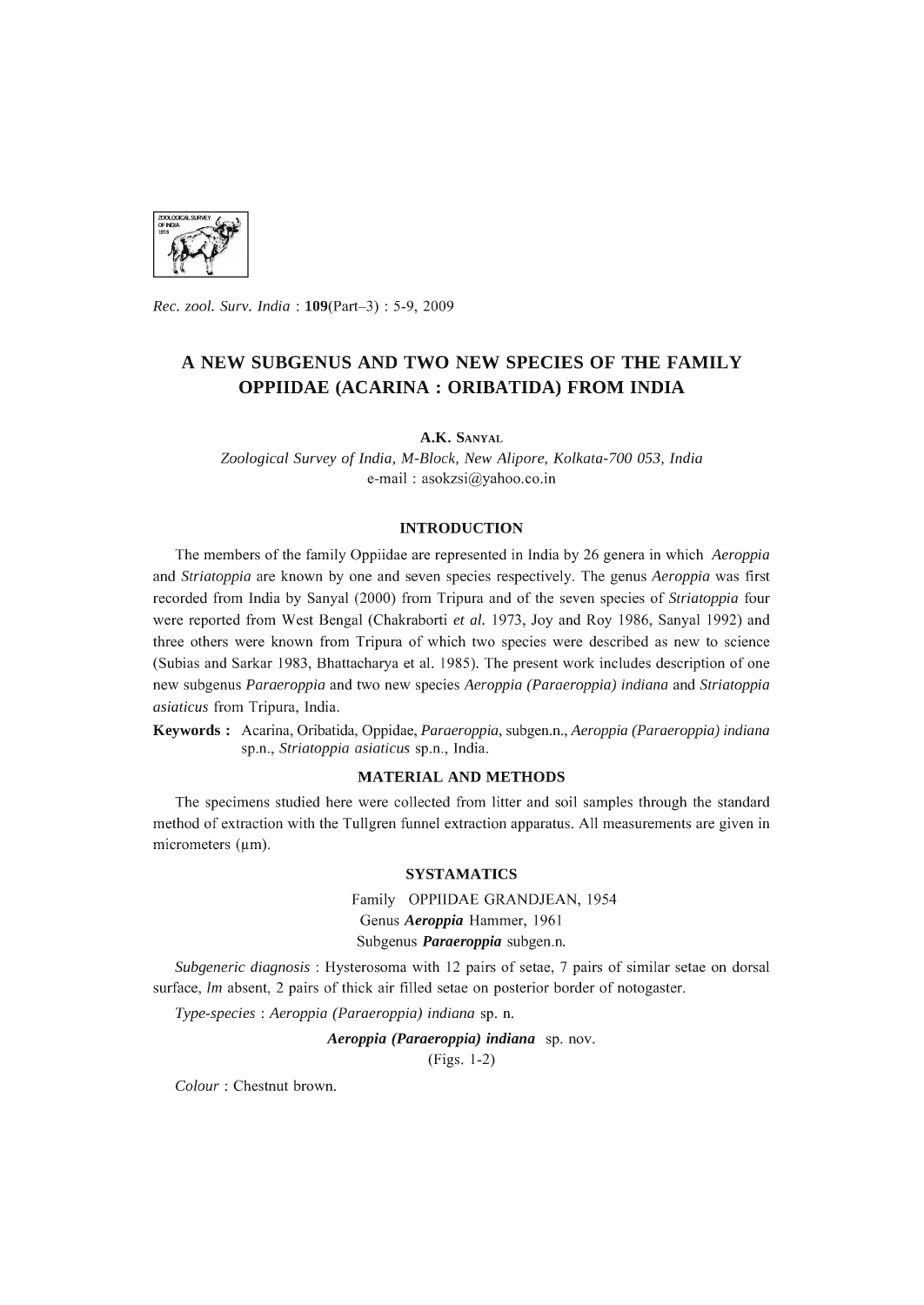# A NEW SUBGENUS AND TWO NEW SPECIES OF THE FAMILY OPPIIDAE (ACARINA : ORIBATIDA) FROM INDIA

A.K. SANYAL

*Zoological Survey of India, M-Block, New Alipore, Kolkata-700 053, India*
e-mail : asokzsi@yahoo.co.in

## INTRODUCTION

The members of the family Oppiidae are represented in India by 26 genera in which *Aeroppia* and *Striatoppia* are known by one and seven species respectively. The genus *Aeroppia* was first recorded from India by Sanyal (2000) from Tripura and of the seven species of *Striatoppia* four were reported from West Bengal (Chakraborti *et al.* 1973, Joy and Roy 1986, Sanyal 1992) and three others were known from Tripura of which two species were described as new to science (Subias and Sarkar 1983, Bhattacharya et al. 1985). The present work includes description of one new subgenus *Paraeroppia* and two new species *Aeroppia (Paraeroppia) indiana* and *Striatoppia asiaticus* from Tripura, India.

**Keywords :** Acarina, Oribatida, Oppidae, *Paraeroppia*, subgen.n., *Aeroppia (Paraeroppia) indiana* sp.n., *Striatoppia asiaticus* sp.n., India.

## MATERIAL AND METHODS

The specimens studied here were collected from litter and soil samples through the standard method of extraction with the Tullgren funnel extraction apparatus. All measurements are given in micrometers (μm).

## SYSTEMATICS

Family OPPIIDAE GRANDJEAN, 1954

Genus ***Aeroppia*** Hammer, 1961

Subgenus ***Paraeroppia*** subgen.n.

*Subgeneric diagnosis* : Hysterosoma with 12 pairs of setae, 7 pairs of similar setae on dorsal surface, *lm* absent, 2 pairs of thick air filled setae on posterior border of notogaster.

*Type-species* : *Aeroppia (Paraeroppia) indiana* sp. n.

***Aeroppia (Paraeroppia) indiana*** sp. nov.
(Figs. 1-2)

*Colour* : Chestnut brown.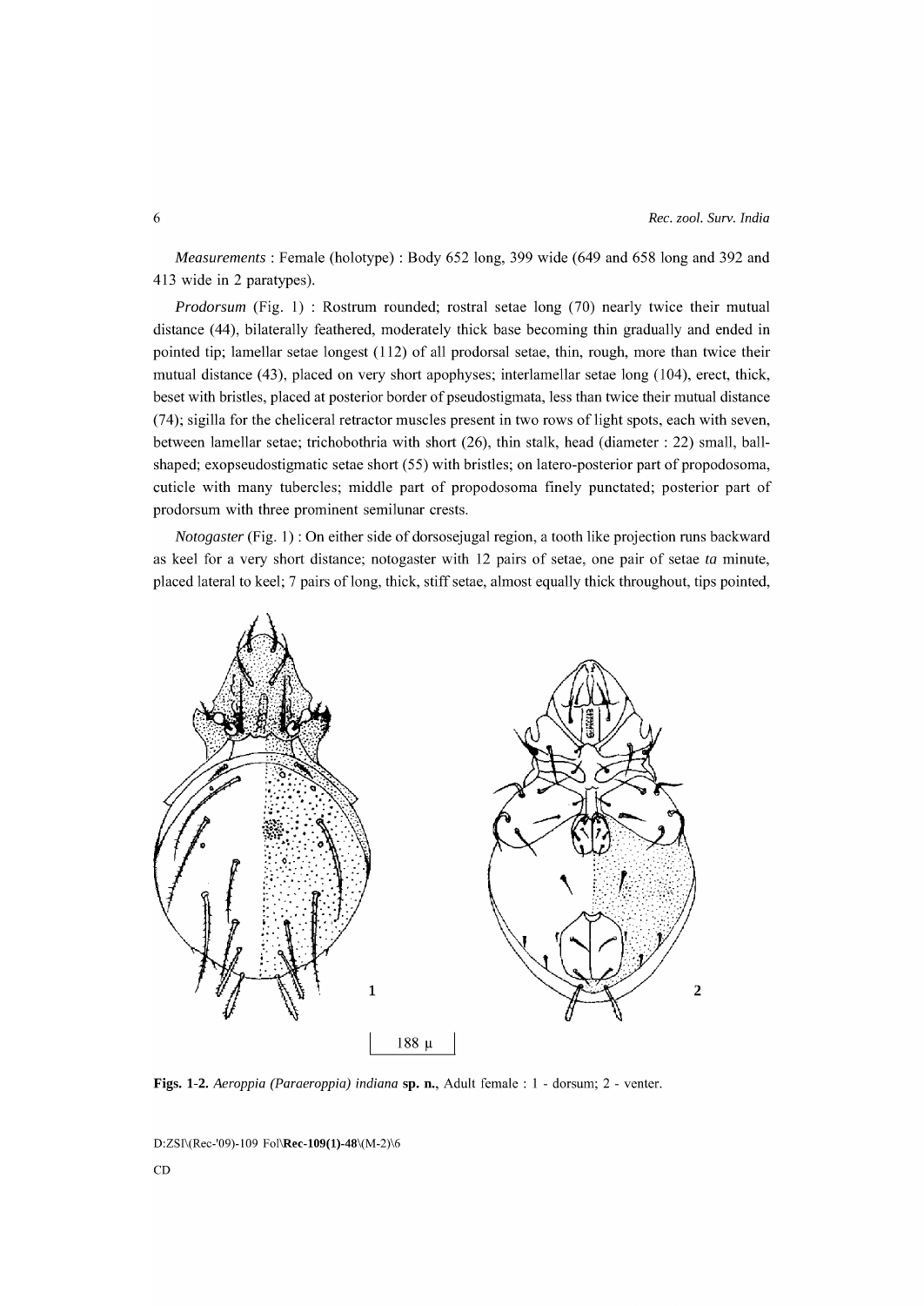*Measurements* : Female (holotype) : Body 652 long, 399 wide (649 and 658 long and 392 and 413 wide in 2 paratypes).

*Prodorsum* (Fig. 1) : Rostrum rounded; rostral setae long (70) nearly twice their mutual distance (44), bilaterally feathered, moderately thick base becoming thin gradually and ended in pointed tip; lamellar setae longest (112) of all prodorsal setae, thin, rough, more than twice their mutual distance (43), placed on very short apophyses; interlamellar setae long (104), erect, thick, beset with bristles, placed at posterior border of pseudostigmata, less than twice their mutual distance (74); sigilla for the cheliceral retractor muscles present in two rows of light spots, each with seven, between lamellar setae; trichobothria with short (26), thin stalk, head (diameter : 22) small, ball-shaped; exopseudostigmatic setae short (55) with bristles; on latero-posterior part of propodosoma, cuticle with many tubercles; middle part of propodosoma finely punctated; posterior part of prodorsum with three prominent semilunar crests.

*Notogaster* (Fig. 1) : On either side of dorsosejugal region, a tooth like projection runs backward as keel for a very short distance; notogaster with 12 pairs of setae, one pair of setae *ta* minute, placed lateral to keel; 7 pairs of long, thick, stiff setae, almost equally thick throughout, tips pointed,

188 μ

**Figs. 1-2.** *Aeroppia (Paraeroppia) indiana* **sp. n.**, Adult female : 1 - dorsum; 2 - venter.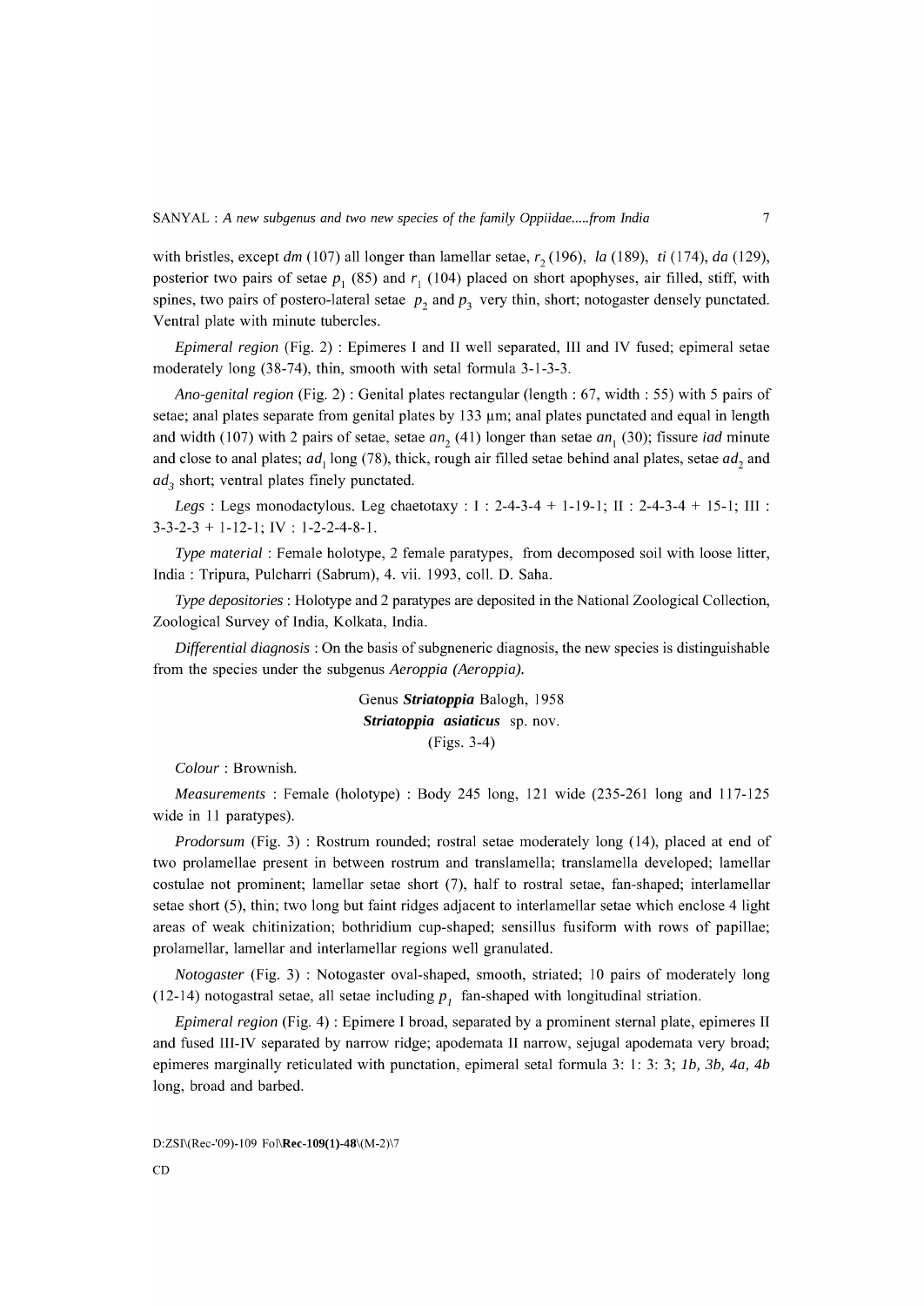with bristles, except *dm* (107) all longer than lamellar setae, $r_2$ (196), *la* (189), *ti* (174), *da* (129), posterior two pairs of setae $p_1$ (85) and $r_1$ (104) placed on short apophyses, air filled, stiff, with spines, two pairs of postero-lateral setae $p_2$ and $p_3$ very thin, short; notogaster densely punctated. Ventral plate with minute tubercles.

*Epimeral region* (Fig. 2) : Epimeres I and II well separated, III and IV fused; epimeral setae moderately long (38-74), thin, smooth with setal formula 3-1-3-3.

*Ano-genital region* (Fig. 2) : Genital plates rectangular (length : 67, width : 55) with 5 pairs of setae; anal plates separate from genital plates by 133 µm; anal plates punctated and equal in length and width (107) with 2 pairs of setae, setae $an_2$ (41) longer than setae $an_1$ (30); fissure *iad* minute and close to anal plates; $ad_1$ long (78), thick, rough air filled setae behind anal plates, setae $ad_2$ and $ad_3$ short; ventral plates finely punctated.

*Legs* : Legs monodactylous. Leg chaetotaxy : I : 2-4-3-4 + 1-19-1; II : 2-4-3-4 + 15-1; III : 3-3-2-3 + 1-12-1; IV : 1-2-2-4-8-1.

*Type material* : Female holotype, 2 female paratypes, from decomposed soil with loose litter, India : Tripura, Pulcharri (Sabrum), 4. vii. 1993, coll. D. Saha.

*Type depositories* : Holotype and 2 paratypes are deposited in the National Zoological Collection, Zoological Survey of India, Kolkata, India.

*Differential diagnosis* : On the basis of subgneneric diagnosis, the new species is distinguishable from the species under the subgenus *Aeroppia (Aeroppia).*

### Genus ***Striatoppia*** Balogh, 1958
### ***Striatoppia asiaticus*** sp. nov.
(Figs. 3-4)

*Colour* : Brownish.

*Measurements* : Female (holotype) : Body 245 long, 121 wide (235-261 long and 117-125 wide in 11 paratypes).

*Prodorsum* (Fig. 3) : Rostrum rounded; rostral setae moderately long (14), placed at end of two prolamellae present in between rostrum and translamella; translamella developed; lamellar costulae not prominent; lamellar setae short (7), half to rostral setae, fan-shaped; interlamellar setae short (5), thin; two long but faint ridges adjacent to interlamellar setae which enclose 4 light areas of weak chitinization; bothridium cup-shaped; sensillus fusiform with rows of papillae; prolamellar, lamellar and interlamellar regions well granulated.

*Notogaster* (Fig. 3) : Notogaster oval-shaped, smooth, striated; 10 pairs of moderately long (12-14) notogastral setae, all setae including $p_1$ fan-shaped with longitudinal striation.

*Epimeral region* (Fig. 4) : Epimere I broad, separated by a prominent sternal plate, epimeres II and fused III-IV separated by narrow ridge; apodemata II narrow, sejugal apodemata very broad; epimeres marginally reticulated with punctation, epimeral setal formula 3: 1: 3: 3; *1b, 3b, 4a, 4b* long, broad and barbed.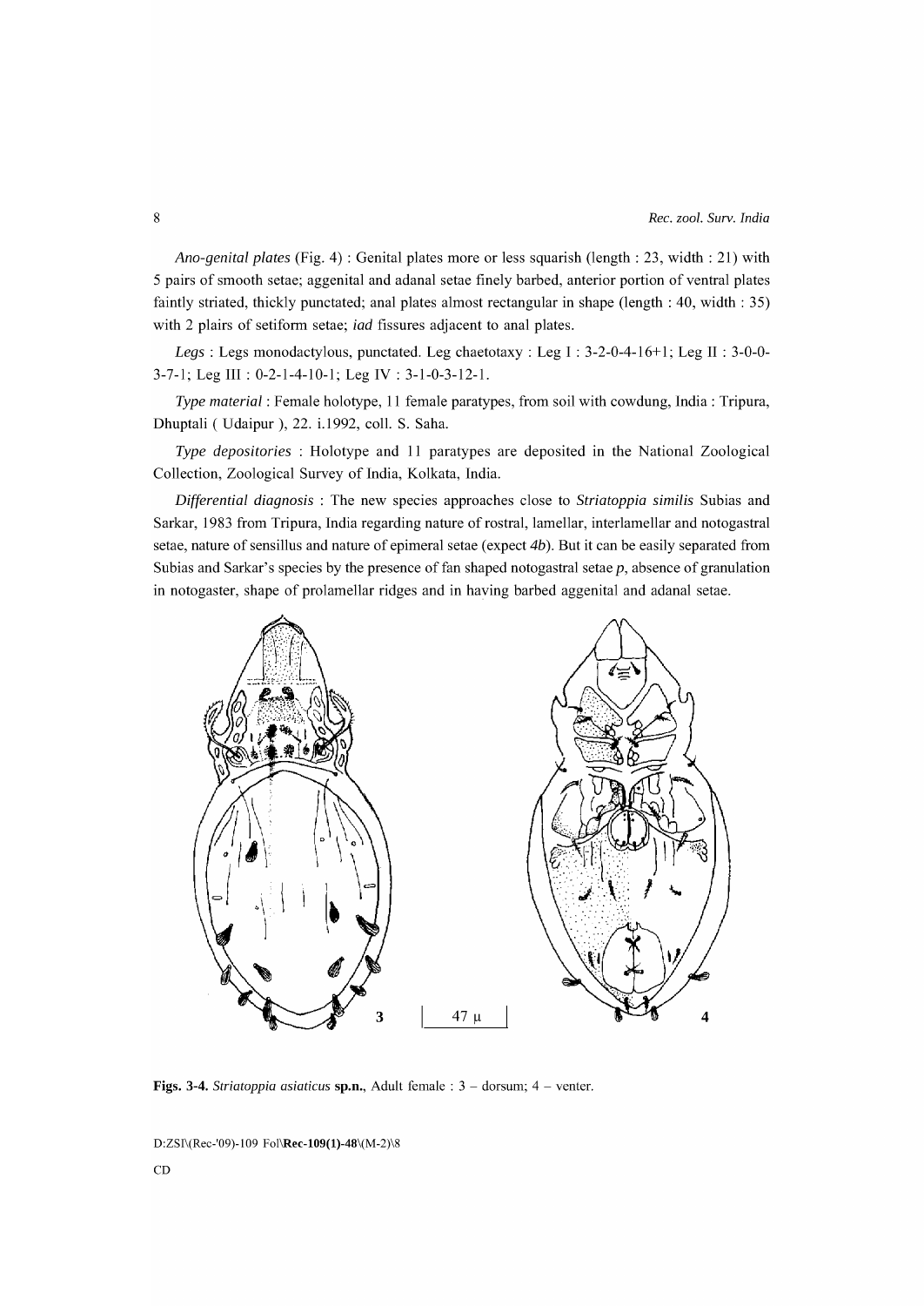*Ano-genital plates* (Fig. 4) : Genital plates more or less squarish (length : 23, width : 21) with 5 pairs of smooth setae; aggenital and adanal setae finely barbed, anterior portion of ventral plates faintly striated, thickly punctated; anal plates almost rectangular in shape (length : 40, width : 35) with 2 plairs of setiform setae; *iad* fissures adjacent to anal plates.

*Legs* : Legs monodactylous, punctated. Leg chaetotaxy : Leg I : 3-2-0-4-16+1; Leg II : 3-0-0-3-7-1; Leg III : 0-2-1-4-10-1; Leg IV : 3-1-0-3-12-1.

*Type material* : Female holotype, 11 female paratypes, from soil with cowdung, India : Tripura, Dhuptali ( Udaipur ), 22. i.1992, coll. S. Saha.

*Type depositories* : Holotype and 11 paratypes are deposited in the National Zoological Collection, Zoological Survey of India, Kolkata, India.

*Differential diagnosis* : The new species approaches close to *Striatoppia similis* Subias and Sarkar, 1983 from Tripura, India regarding nature of rostral, lamellar, interlamellar and notogastral setae, nature of sensillus and nature of epimeral setae (expect *4b*). But it can be easily separated from Subias and Sarkar's species by the presence of fan shaped notogastral setae *p*, absence of granulation in notogaster, shape of prolamellar ridges and in having barbed aggenital and adanal setae.

**Figs. 3-4.** *Striatoppia asiaticus* **sp.n.**, Adult female : 3 – dorsum; 4 – venter.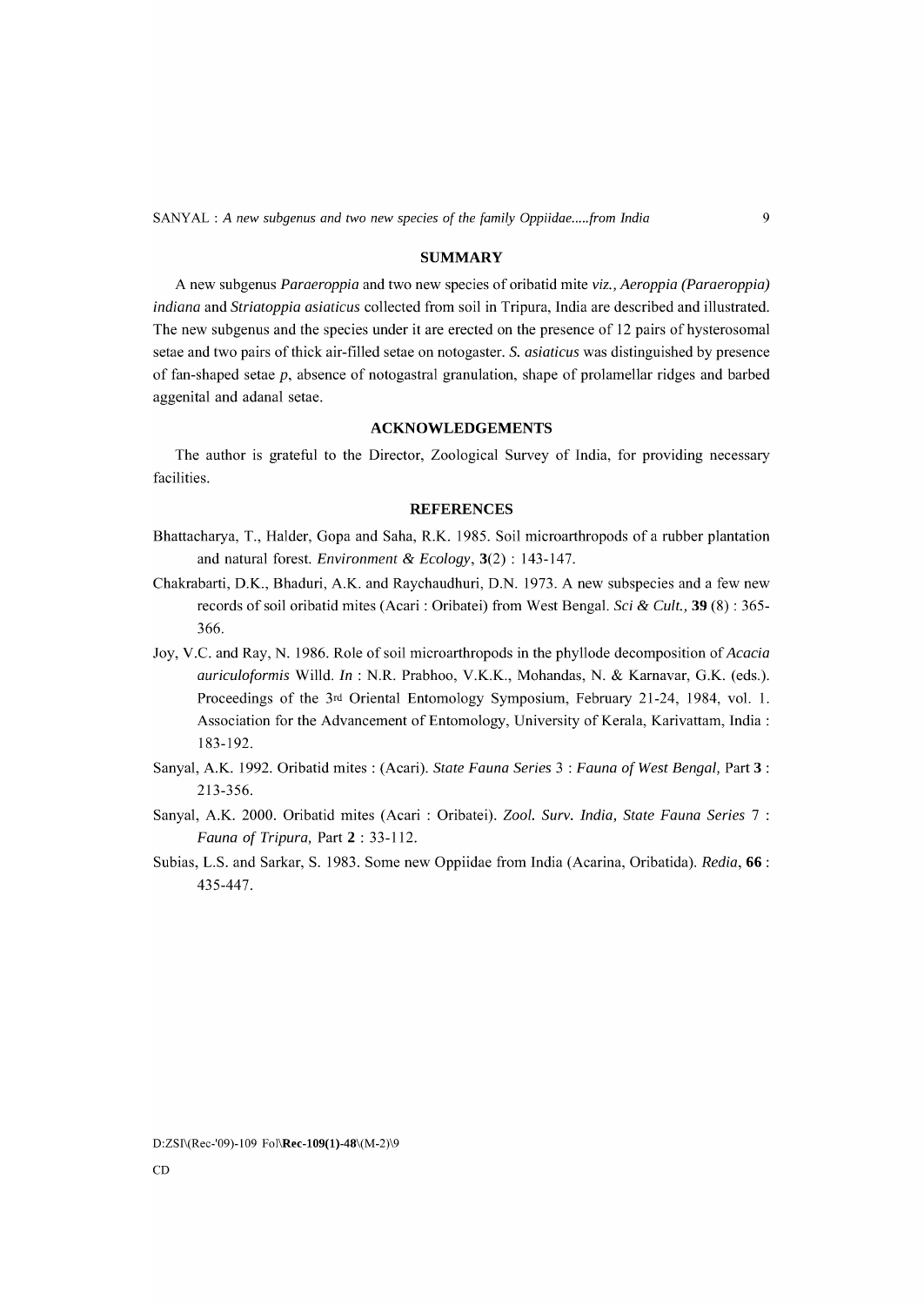## SUMMARY

A new subgenus *Paraeroppia* and two new species of oribatid mite *viz., Aeroppia (Paraeroppia) indiana* and *Striatoppia asiaticus* collected from soil in Tripura, India are described and illustrated. The new subgenus and the species under it are erected on the presence of 12 pairs of hysterosomal setae and two pairs of thick air-filled setae on notogaster. *S. asiaticus* was distinguished by presence of fan-shaped setae *p*, absence of notogastral granulation, shape of prolamellar ridges and barbed aggenital and adanal setae.

## ACKNOWLEDGEMENTS

The author is grateful to the Director, Zoological Survey of India, for providing necessary facilities.

## REFERENCES

Bhattacharya, T., Halder, Gopa and Saha, R.K. 1985. Soil microarthropods of a rubber plantation and natural forest. *Environment & Ecology*, **3**(2) : 143-147.

Chakrabarti, D.K., Bhaduri, A.K. and Raychaudhuri, D.N. 1973. A new subspecies and a few new records of soil oribatid mites (Acari : Oribatei) from West Bengal. *Sci & Cult.,* **39** (8) : 365-366.

Joy, V.C. and Ray, N. 1986. Role of soil microarthropods in the phyllode decomposition of *Acacia auriculoformis* Willd. *In* : N.R. Prabhoo, V.K.K., Mohandas, N. & Karnavar, G.K. (eds.). Proceedings of the 3rd Oriental Entomology Symposium, February 21-24, 1984, vol. 1. Association for the Advancement of Entomology, University of Kerala, Karivattam, India : 183-192.

Sanyal, A.K. 1992. Oribatid mites : (Acari). *State Fauna Series* 3 : *Fauna of West Bengal,* Part **3** : 213-356.

Sanyal, A.K. 2000. Oribatid mites (Acari : Oribatei). *Zool. Surv. India, State Fauna Series* 7 : *Fauna of Tripura,* Part **2** : 33-112.

Subias, L.S. and Sarkar, S. 1983. Some new Oppiidae from India (Acarina, Oribatida). *Redia*, **66** : 435-447.